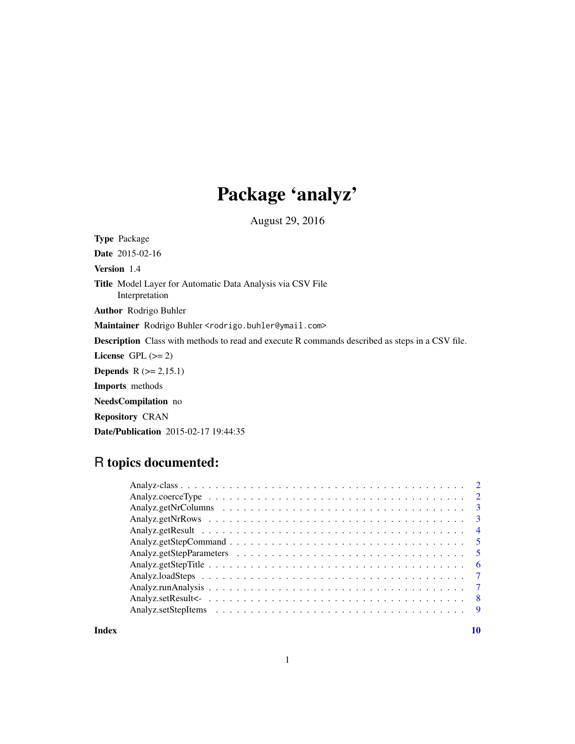# Package 'analyz'

August 29, 2016

**Type** Package

**Date** 2015-02-16

**Version** 1.4

**Title** Model Layer for Automatic Data Analysis via CSV File Interpretation

**Author** Rodrigo Buhler

**Maintainer** Rodrigo Buhler <rodrigo.buhler@ymail.com>

**Description** Class with methods to read and execute R commands described as steps in a CSV file.

**License** GPL (>= 2)

**Depends** R (>= 2.15.1)

**Imports** methods

**NeedsCompilation** no

**Repository** CRAN

**Date/Publication** 2015-02-17 19:44:35

## R topics documented:

- Analyz-class . . . . . . . . . . . . . . . . . . . . . . . . . . . . . . . . . . . . . . . 2
- Analyz.coerceType . . . . . . . . . . . . . . . . . . . . . . . . . . . . . . . . . . . . 2
- Analyz.getNrColumns . . . . . . . . . . . . . . . . . . . . . . . . . . . . . . . . . . . 3
- Analyz.getNrRows . . . . . . . . . . . . . . . . . . . . . . . . . . . . . . . . . . . . . 3
- Analyz.getResult . . . . . . . . . . . . . . . . . . . . . . . . . . . . . . . . . . . . . 4
- Analyz.getStepCommand . . . . . . . . . . . . . . . . . . . . . . . . . . . . . . . . . 5
- Analyz.getStepParameters . . . . . . . . . . . . . . . . . . . . . . . . . . . . . . . . 5
- Analyz.getStepTitle . . . . . . . . . . . . . . . . . . . . . . . . . . . . . . . . . . . 6
- Analyz.loadSteps . . . . . . . . . . . . . . . . . . . . . . . . . . . . . . . . . . . . . 7
- Analyz.runAnalysis . . . . . . . . . . . . . . . . . . . . . . . . . . . . . . . . . . . . 7
- Analyz.setResult<- . . . . . . . . . . . . . . . . . . . . . . . . . . . . . . . . . . . . 8
- Analyz.setStepItems . . . . . . . . . . . . . . . . . . . . . . . . . . . . . . . . . . . 9

**Index** **10**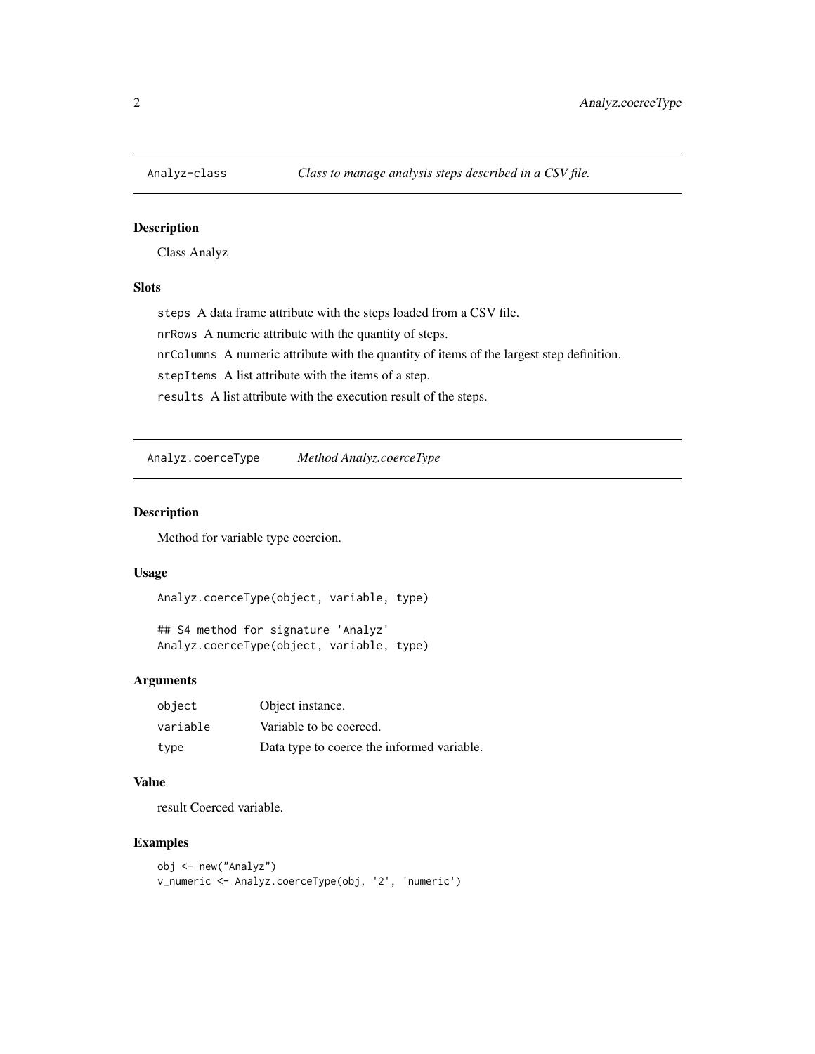## Analyz-class — *Class to manage analysis steps described in a CSV file.*

### Description

Class Analyz

### Slots

`steps` A data frame attribute with the steps loaded from a CSV file.

`nrRows` A numeric attribute with the quantity of steps.

`nrColumns` A numeric attribute with the quantity of items of the largest step definition.

`stepItems` A list attribute with the items of a step.

`results` A list attribute with the execution result of the steps.

## Analyz.coerceType — *Method Analyz.coerceType*

### Description

Method for variable type coercion.

### Usage

```
Analyz.coerceType(object, variable, type)

## S4 method for signature 'Analyz'
Analyz.coerceType(object, variable, type)
```

### Arguments

| | |
|---|---|
| `object` | Object instance. |
| `variable` | Variable to be coerced. |
| `type` | Data type to coerce the informed variable. |

### Value

result Coerced variable.

### Examples

```
obj <- new("Analyz")
v_numeric <- Analyz.coerceType(obj, '2', 'numeric')
```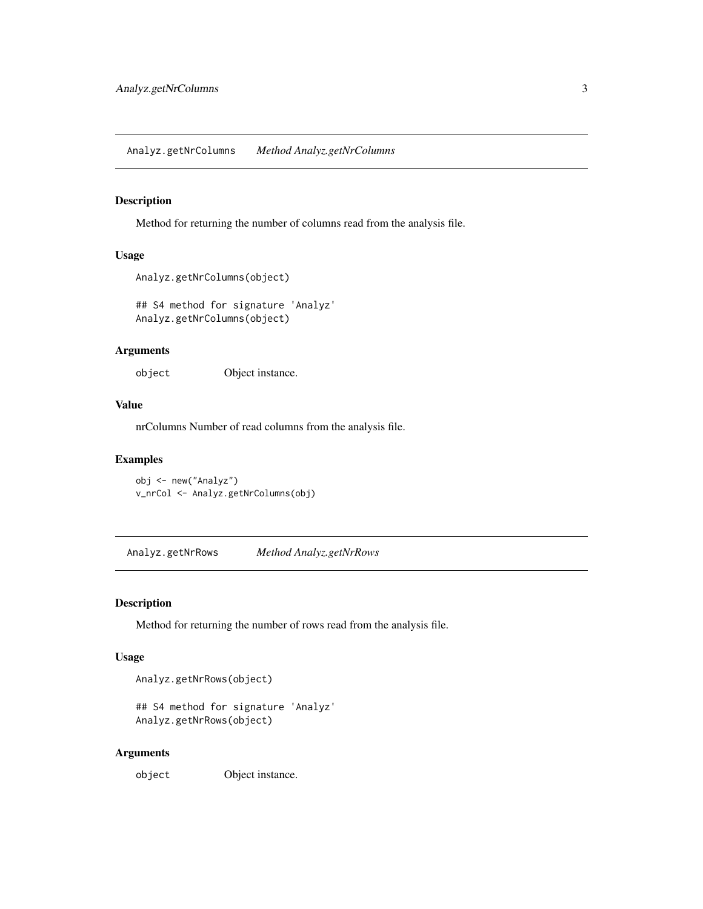## Analyz.getNrColumns *Method Analyz.getNrColumns*

### Description

Method for returning the number of columns read from the analysis file.

### Usage

```
Analyz.getNrColumns(object)

## S4 method for signature 'Analyz'
Analyz.getNrColumns(object)
```

### Arguments

| | |
|---|---|
| object | Object instance. |

### Value

nrColumns Number of read columns from the analysis file.

### Examples

```
obj <- new("Analyz")
v_nrCol <- Analyz.getNrColumns(obj)
```

## Analyz.getNrRows *Method Analyz.getNrRows*

### Description

Method for returning the number of rows read from the analysis file.

### Usage

```
Analyz.getNrRows(object)

## S4 method for signature 'Analyz'
Analyz.getNrRows(object)
```

### Arguments

| | |
|---|---|
| object | Object instance. |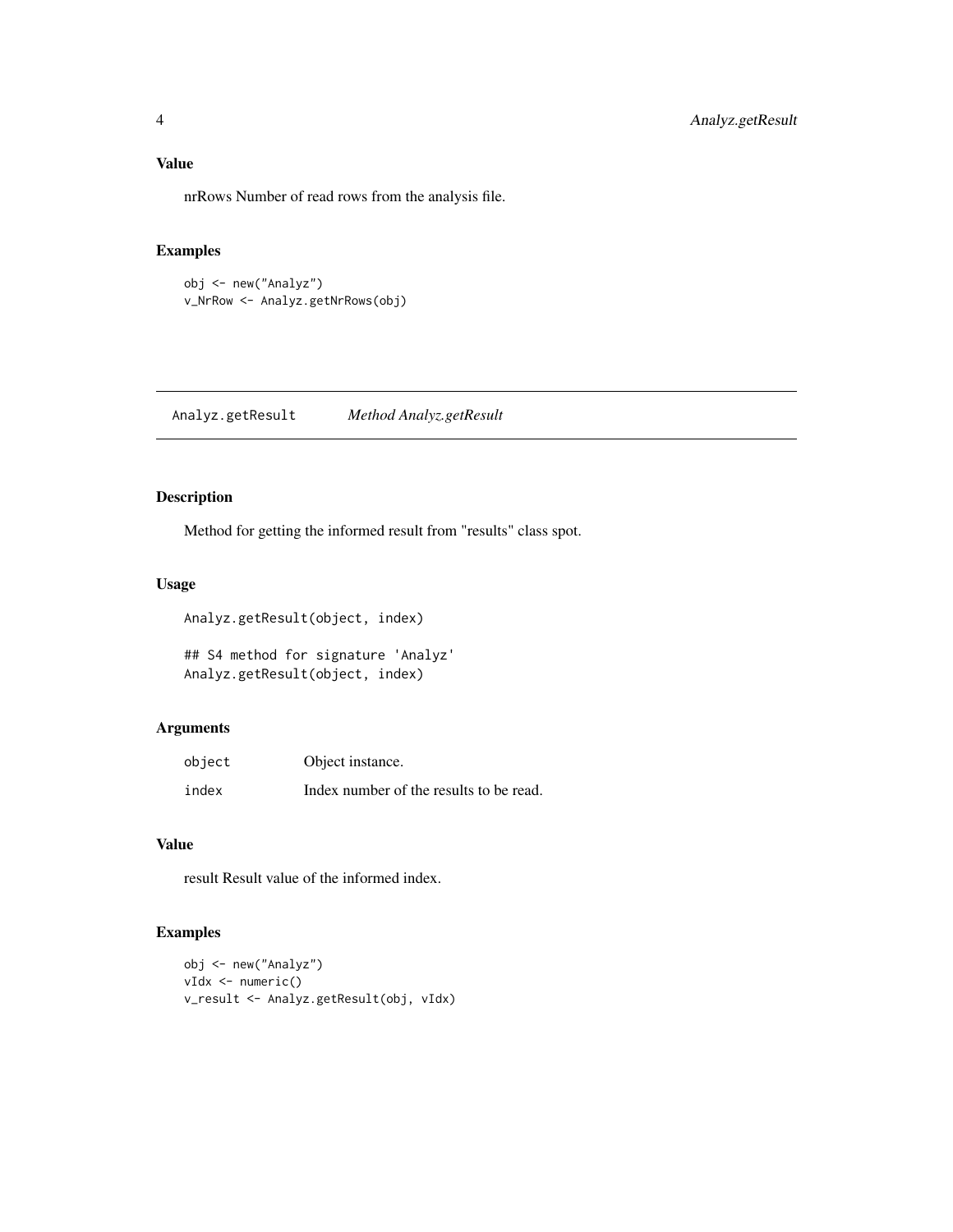### Value

nrRows Number of read rows from the analysis file.

### Examples

```
obj <- new("Analyz")
v_NrRow <- Analyz.getNrRows(obj)
```

---

## Analyz.getResult *Method Analyz.getResult*

---

### Description

Method for getting the informed result from "results" class spot.

### Usage

```
Analyz.getResult(object, index)

## S4 method for signature 'Analyz'
Analyz.getResult(object, index)
```

### Arguments

| | |
|---|---|
| object | Object instance. |
| index | Index number of the results to be read. |

### Value

result Result value of the informed index.

### Examples

```
obj <- new("Analyz")
vIdx <- numeric()
v_result <- Analyz.getResult(obj, vIdx)
```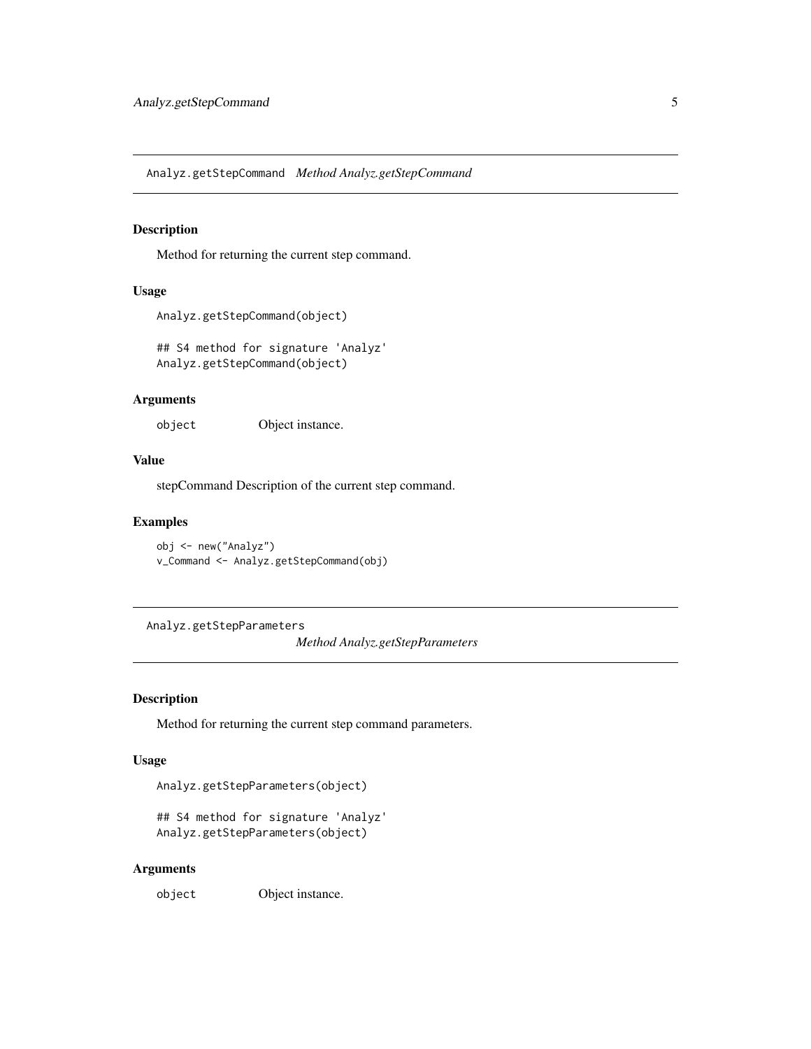## Analyz.getStepCommand *Method Analyz.getStepCommand*

### Description

Method for returning the current step command.

### Usage

```
Analyz.getStepCommand(object)

## S4 method for signature 'Analyz'
Analyz.getStepCommand(object)
```

### Arguments

| | |
|---|---|
| object | Object instance. |

### Value

stepCommand Description of the current step command.

### Examples

```
obj <- new("Analyz")
v_Command <- Analyz.getStepCommand(obj)
```

## Analyz.getStepParameters *Method Analyz.getStepParameters*

### Description

Method for returning the current step command parameters.

### Usage

```
Analyz.getStepParameters(object)

## S4 method for signature 'Analyz'
Analyz.getStepParameters(object)
```

### Arguments

| | |
|---|---|
| object | Object instance. |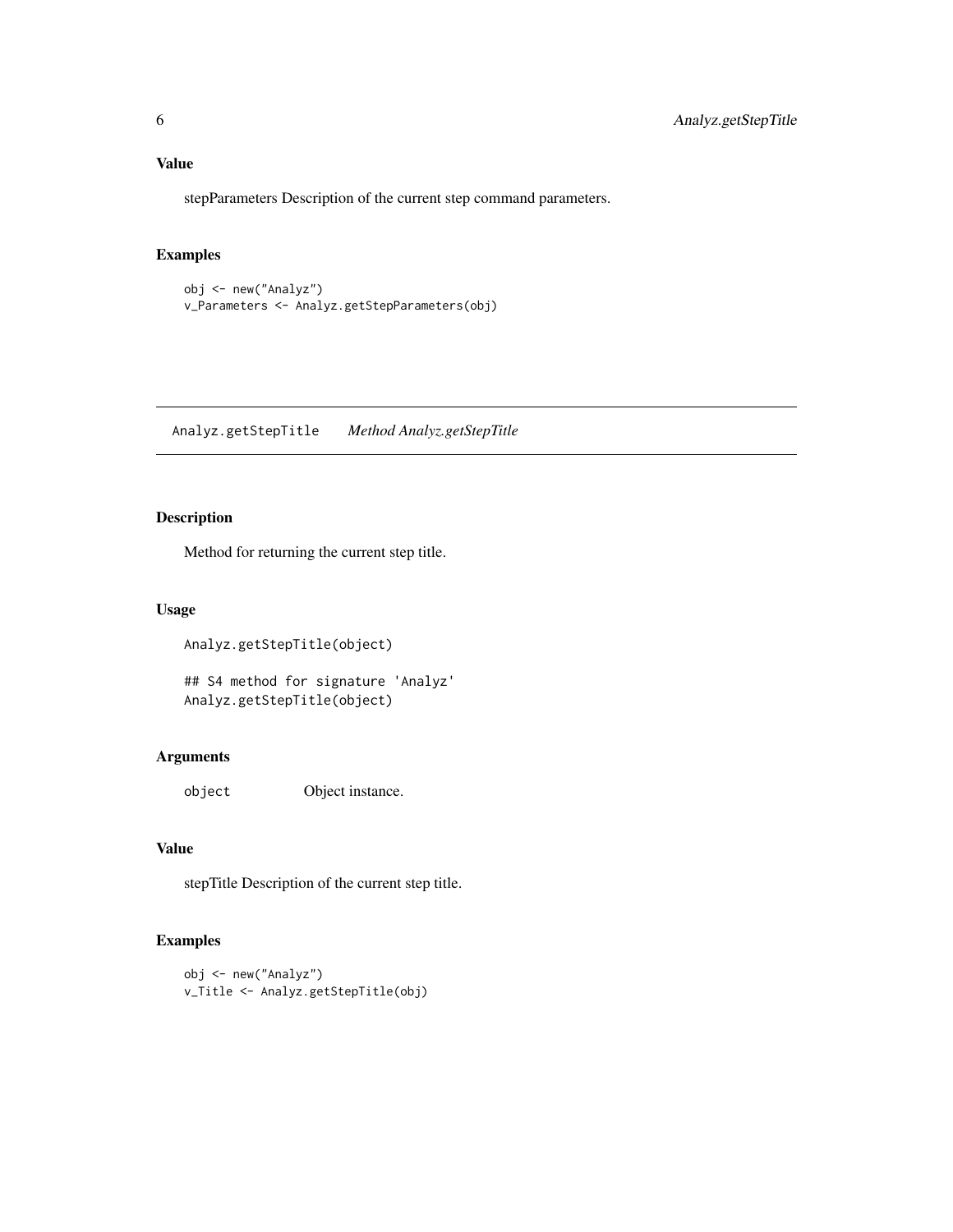### Value

stepParameters Description of the current step command parameters.

### Examples

```
obj <- new("Analyz")
v_Parameters <- Analyz.getStepParameters(obj)
```

---

## Analyz.getStepTitle &nbsp;&nbsp;&nbsp; *Method Analyz.getStepTitle*

---

### Description

Method for returning the current step title.

### Usage

```
Analyz.getStepTitle(object)

## S4 method for signature 'Analyz'
Analyz.getStepTitle(object)
```

### Arguments

| | |
|---|---|
| object | Object instance. |

### Value

stepTitle Description of the current step title.

### Examples

```
obj <- new("Analyz")
v_Title <- Analyz.getStepTitle(obj)
```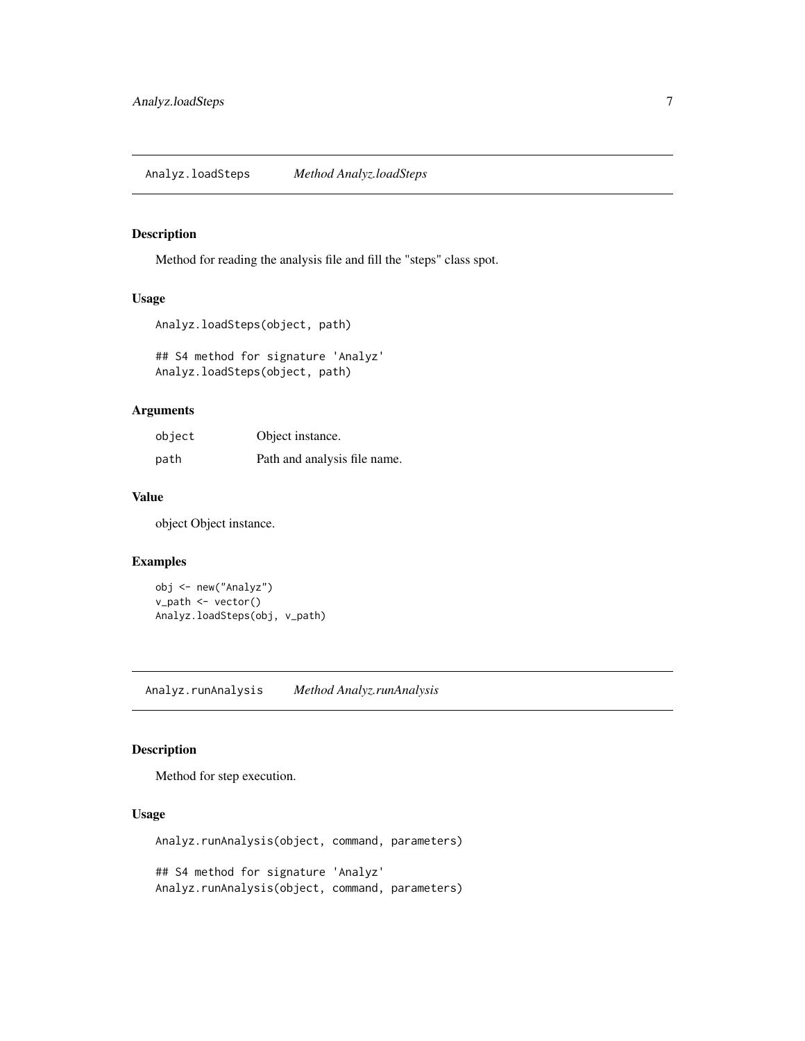## Analyz.loadSteps *Method Analyz.loadSteps*

### Description

Method for reading the analysis file and fill the "steps" class spot.

### Usage

```
Analyz.loadSteps(object, path)

## S4 method for signature 'Analyz'
Analyz.loadSteps(object, path)
```

### Arguments

| | |
|---|---|
| `object` | Object instance. |
| `path` | Path and analysis file name. |

### Value

object Object instance.

### Examples

```
obj <- new("Analyz")
v_path <- vector()
Analyz.loadSteps(obj, v_path)
```

## Analyz.runAnalysis *Method Analyz.runAnalysis*

### Description

Method for step execution.

### Usage

```
Analyz.runAnalysis(object, command, parameters)

## S4 method for signature 'Analyz'
Analyz.runAnalysis(object, command, parameters)
```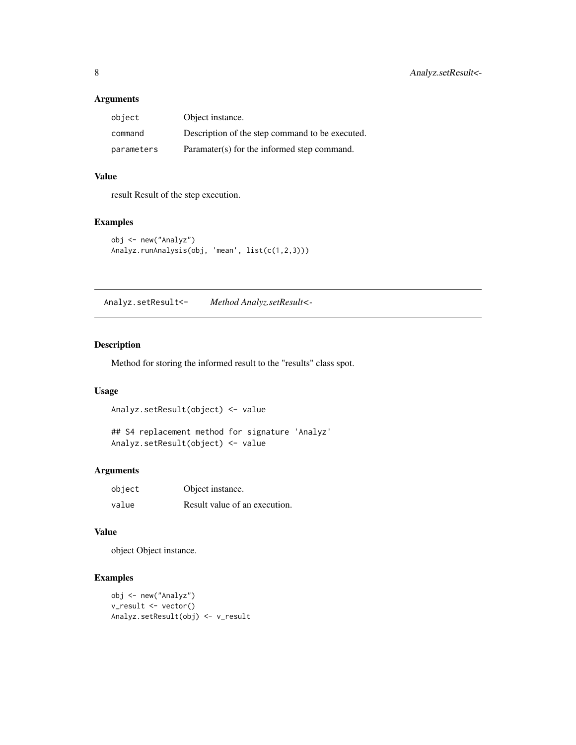### Arguments

| | |
|---|---|
| `object` | Object instance. |
| `command` | Description of the step command to be executed. |
| `parameters` | Paramater(s) for the informed step command. |

### Value

result Result of the step execution.

### Examples

```
obj <- new("Analyz")
Analyz.runAnalysis(obj, 'mean', list(c(1,2,3)))
```

---

## Analyz.setResult<- *Method Analyz.setResult<-*

---

### Description

Method for storing the informed result to the "results" class spot.

### Usage

```
Analyz.setResult(object) <- value

## S4 replacement method for signature 'Analyz'
Analyz.setResult(object) <- value
```

### Arguments

| | |
|---|---|
| `object` | Object instance. |
| `value` | Result value of an execution. |

### Value

object Object instance.

### Examples

```
obj <- new("Analyz")
v_result <- vector()
Analyz.setResult(obj) <- v_result
```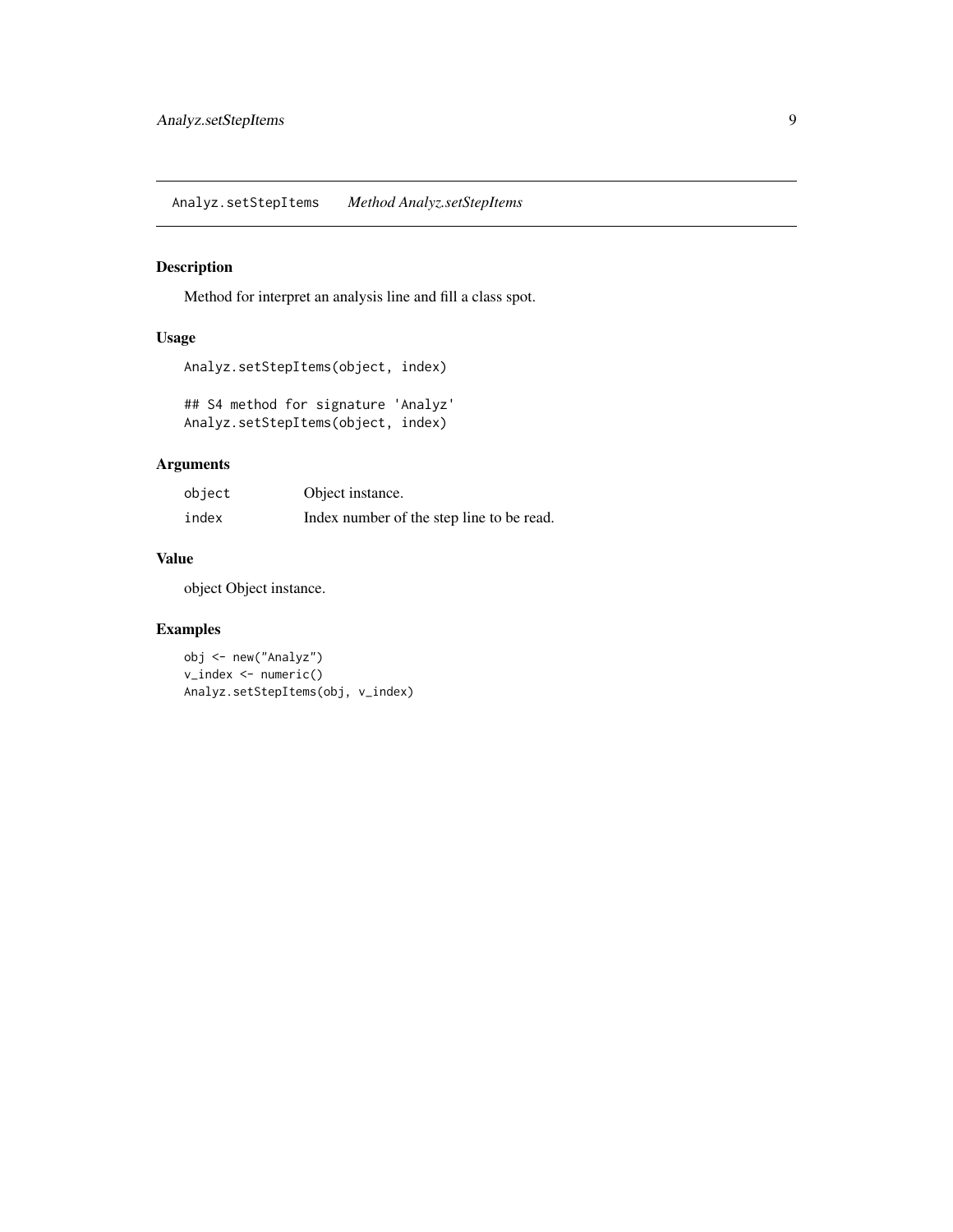## Analyz.setStepItems *Method Analyz.setStepItems*

### Description

Method for interpret an analysis line and fill a class spot.

### Usage

```
Analyz.setStepItems(object, index)

## S4 method for signature 'Analyz'
Analyz.setStepItems(object, index)
```

### Arguments

| | |
|---|---|
| `object` | Object instance. |
| `index` | Index number of the step line to be read. |

### Value

object Object instance.

### Examples

```
obj <- new("Analyz")
v_index <- numeric()
Analyz.setStepItems(obj, v_index)
```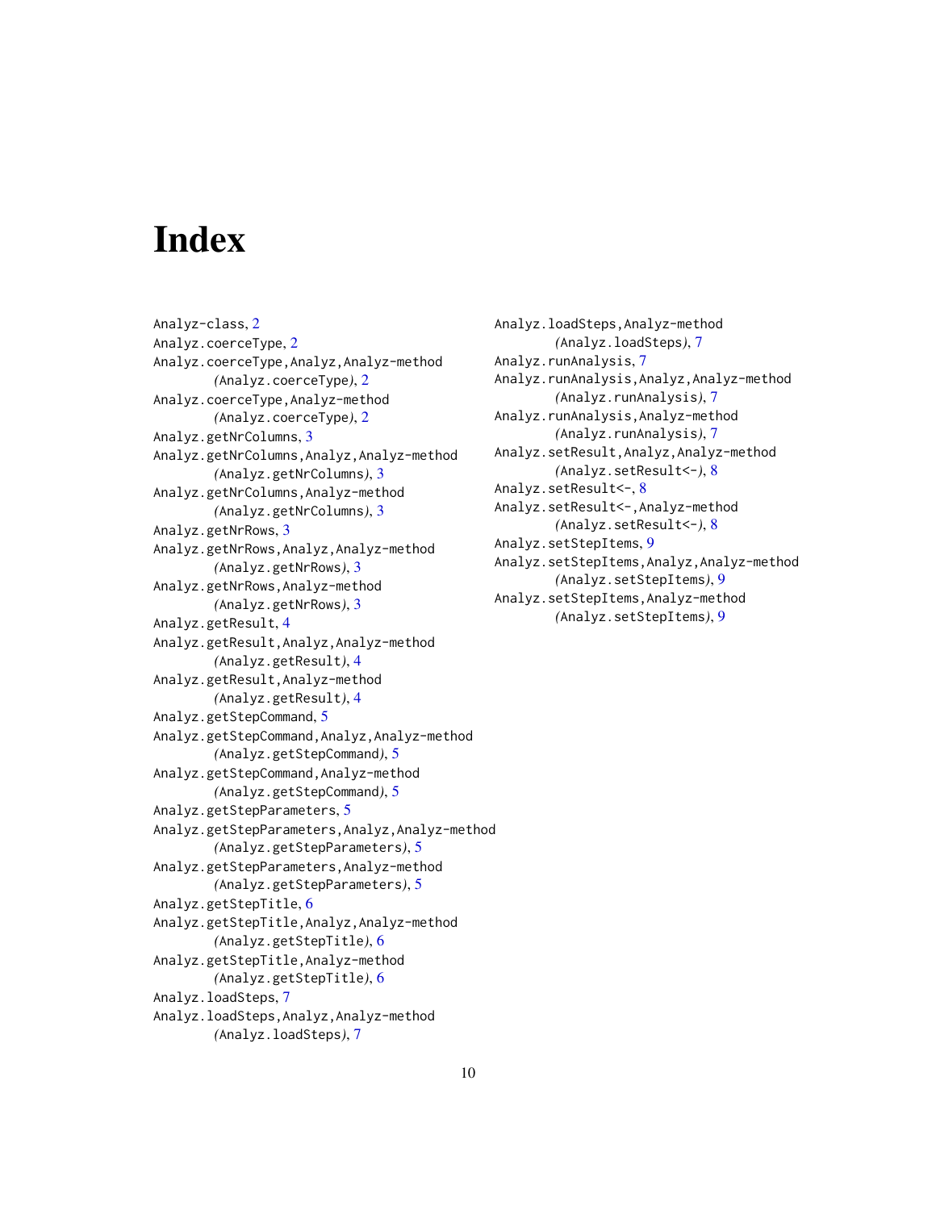# Index

Analyz-class, 2
Analyz.coerceType, 2
Analyz.coerceType,Analyz,Analyz-method (Analyz.coerceType), 2
Analyz.coerceType,Analyz-method (Analyz.coerceType), 2
Analyz.getNrColumns, 3
Analyz.getNrColumns,Analyz,Analyz-method (Analyz.getNrColumns), 3
Analyz.getNrColumns,Analyz-method (Analyz.getNrColumns), 3
Analyz.getNrRows, 3
Analyz.getNrRows,Analyz,Analyz-method (Analyz.getNrRows), 3
Analyz.getNrRows,Analyz-method (Analyz.getNrRows), 3
Analyz.getResult, 4
Analyz.getResult,Analyz,Analyz-method (Analyz.getResult), 4
Analyz.getResult,Analyz-method (Analyz.getResult), 4
Analyz.getStepCommand, 5
Analyz.getStepCommand,Analyz,Analyz-method (Analyz.getStepCommand), 5
Analyz.getStepCommand,Analyz-method (Analyz.getStepCommand), 5
Analyz.getStepParameters, 5
Analyz.getStepParameters,Analyz,Analyz-method (Analyz.getStepParameters), 5
Analyz.getStepParameters,Analyz-method (Analyz.getStepParameters), 5
Analyz.getStepTitle, 6
Analyz.getStepTitle,Analyz,Analyz-method (Analyz.getStepTitle), 6
Analyz.getStepTitle,Analyz-method (Analyz.getStepTitle), 6
Analyz.loadSteps, 7
Analyz.loadSteps,Analyz,Analyz-method (Analyz.loadSteps), 7
Analyz.loadSteps,Analyz-method (Analyz.loadSteps), 7
Analyz.runAnalysis, 7
Analyz.runAnalysis,Analyz,Analyz-method (Analyz.runAnalysis), 7
Analyz.runAnalysis,Analyz-method (Analyz.runAnalysis), 7
Analyz.setResult,Analyz,Analyz-method (Analyz.setResult<-), 8
Analyz.setResult<-, 8
Analyz.setResult<-,Analyz-method (Analyz.setResult<-), 8
Analyz.setStepItems, 9
Analyz.setStepItems,Analyz,Analyz-method (Analyz.setStepItems), 9
Analyz.setStepItems,Analyz-method (Analyz.setStepItems), 9